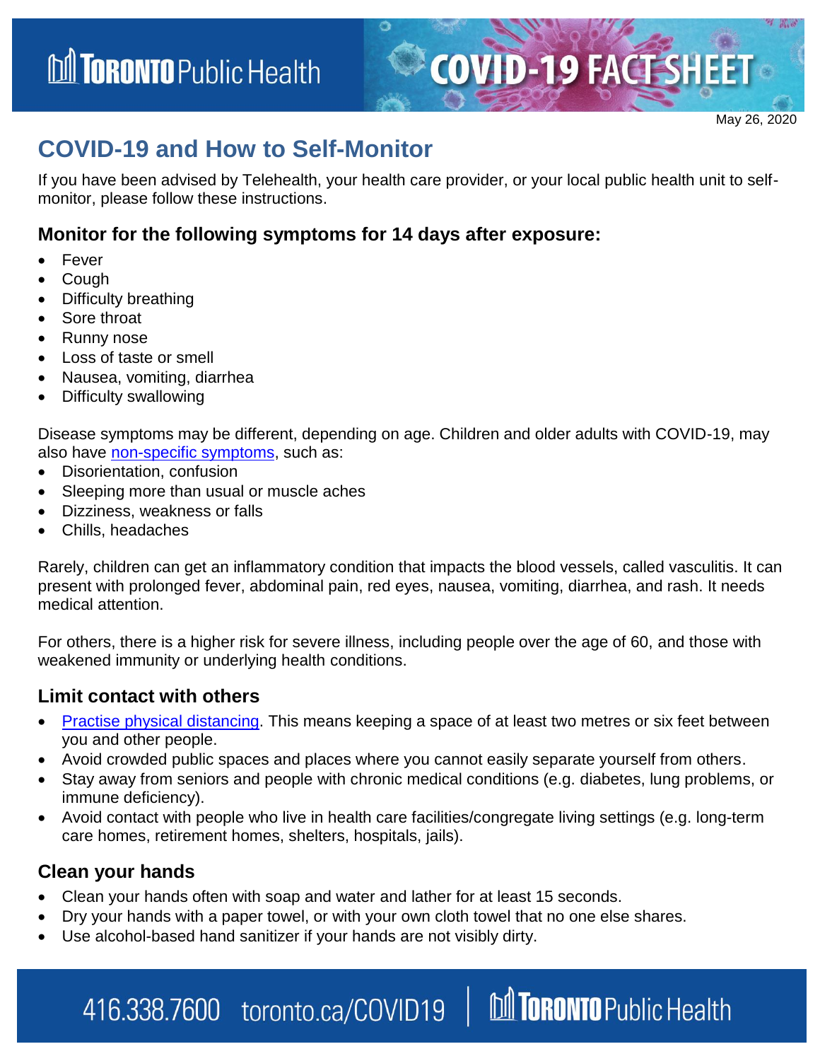# COVID-19 FACT SHEET

May 26, 2020

## COVID-19 and How to Self-Monitor

If you have been advised by Telehealth, your health care provider, or your local public health unit to self-monitor, please follow these instructions.

### Monitor for the following symptoms for 14 days after exposure:

- Fever
- Cough
- Difficulty breathing
- Sore throat
- Runny nose
- Loss of taste or smell
- Nausea, vomiting, diarrhea
- Difficulty swallowing

Disease symptoms may be different, depending on age. Children and older adults with COVID-19, may also have non-specific symptoms, such as:

- Disorientation, confusion
- Sleeping more than usual or muscle aches
- Dizziness, weakness or falls
- Chills, headaches

Rarely, children can get an inflammatory condition that impacts the blood vessels, called vasculitis. It can present with prolonged fever, abdominal pain, red eyes, nausea, vomiting, diarrhea, and rash. It needs medical attention.

For others, there is a higher risk for severe illness, including people over the age of 60, and those with weakened immunity or underlying health conditions.

### Limit contact with others

- Practise physical distancing. This means keeping a space of at least two metres or six feet between you and other people.
- Avoid crowded public spaces and places where you cannot easily separate yourself from others.
- Stay away from seniors and people with chronic medical conditions (e.g. diabetes, lung problems, or immune deficiency).
- Avoid contact with people who live in health care facilities/congregate living settings (e.g. long-term care homes, retirement homes, shelters, hospitals, jails).

### Clean your hands

- Clean your hands often with soap and water and lather for at least 15 seconds.
- Dry your hands with a paper towel, or with your own cloth towel that no one else shares.
- Use alcohol-based hand sanitizer if your hands are not visibly dirty.

416.338.7600 toronto.ca/COVID19 | Toronto Public Health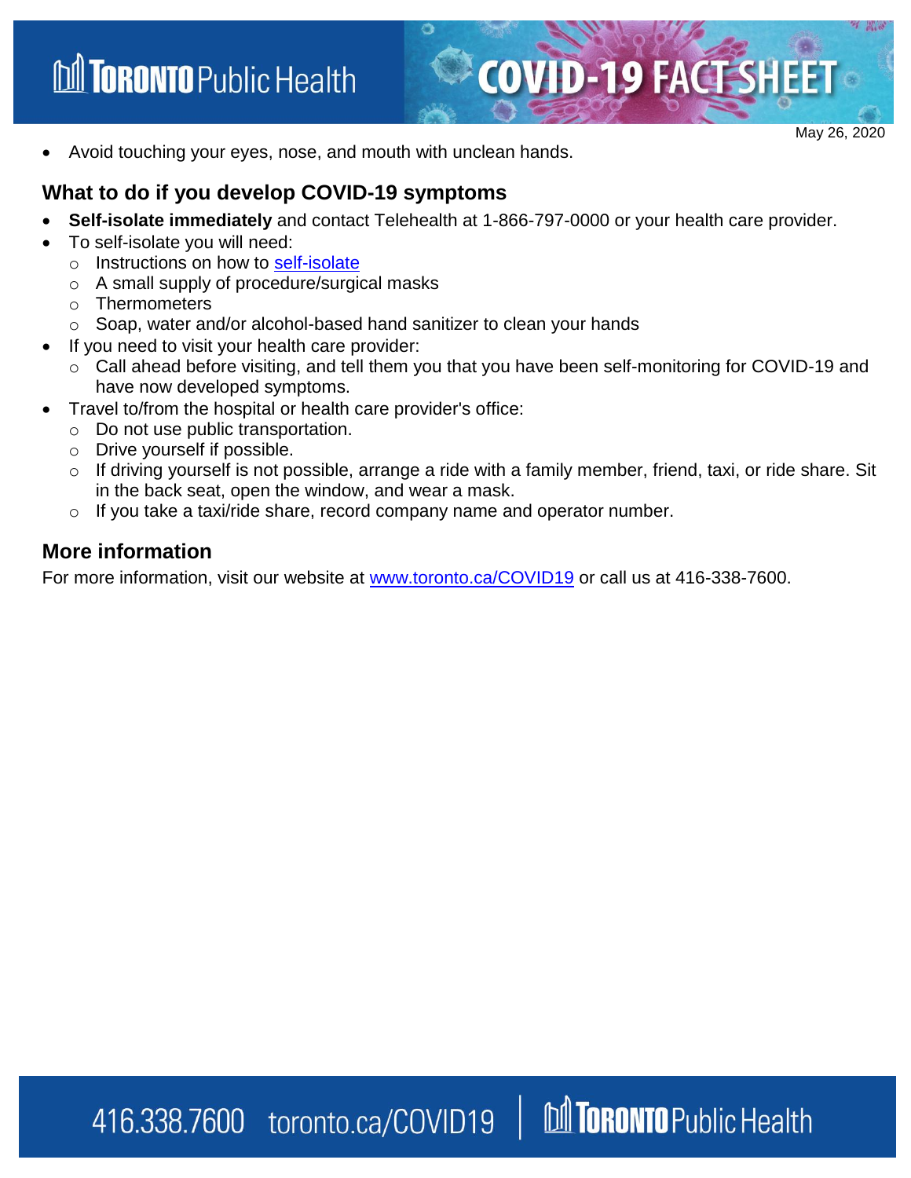- Avoid touching your eyes, nose, and mouth with unclean hands.

## What to do if you develop COVID-19 symptoms

- **Self-isolate immediately** and contact Telehealth at 1-866-797-0000 or your health care provider.
- To self-isolate you will need:
  - Instructions on how to self-isolate
  - A small supply of procedure/surgical masks
  - Thermometers
  - Soap, water and/or alcohol-based hand sanitizer to clean your hands
- If you need to visit your health care provider:
  - Call ahead before visiting, and tell them you that you have been self-monitoring for COVID-19 and have now developed symptoms.
- Travel to/from the hospital or health care provider's office:
  - Do not use public transportation.
  - Drive yourself if possible.
  - If driving yourself is not possible, arrange a ride with a family member, friend, taxi, or ride share. Sit in the back seat, open the window, and wear a mask.
  - If you take a taxi/ride share, record company name and operator number.

## More information

For more information, visit our website at www.toronto.ca/COVID19 or call us at 416-338-7600.